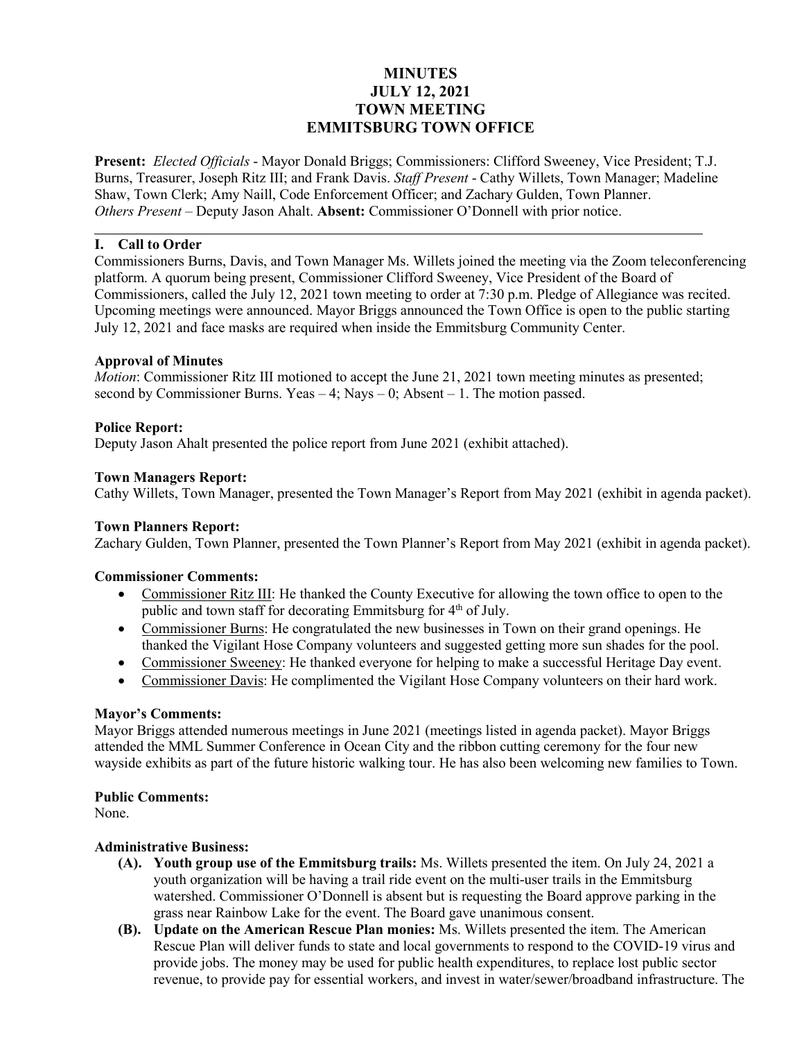# MINUTES
# JULY 12, 2021
# TOWN MEETING
# EMMITSBURG TOWN OFFICE

**Present:** *Elected Officials* - Mayor Donald Briggs; Commissioners: Clifford Sweeney, Vice President; T.J. Burns, Treasurer, Joseph Ritz III; and Frank Davis. *Staff Present* - Cathy Willets, Town Manager; Madeline Shaw, Town Clerk; Amy Naill, Code Enforcement Officer; and Zachary Gulden, Town Planner. *Others Present* – Deputy Jason Ahalt. **Absent:** Commissioner O'Donnell with prior notice.

---

## I. Call to Order

Commissioners Burns, Davis, and Town Manager Ms. Willets joined the meeting via the Zoom teleconferencing platform. A quorum being present, Commissioner Clifford Sweeney, Vice President of the Board of Commissioners, called the July 12, 2021 town meeting to order at 7:30 p.m. Pledge of Allegiance was recited. Upcoming meetings were announced. Mayor Briggs announced the Town Office is open to the public starting July 12, 2021 and face masks are required when inside the Emmitsburg Community Center.

### Approval of Minutes

*Motion*: Commissioner Ritz III motioned to accept the June 21, 2021 town meeting minutes as presented; second by Commissioner Burns. Yeas – 4; Nays – 0; Absent – 1. The motion passed.

### Police Report:

Deputy Jason Ahalt presented the police report from June 2021 (exhibit attached).

### Town Managers Report:

Cathy Willets, Town Manager, presented the Town Manager's Report from May 2021 (exhibit in agenda packet).

### Town Planners Report:

Zachary Gulden, Town Planner, presented the Town Planner's Report from May 2021 (exhibit in agenda packet).

### Commissioner Comments:

- Commissioner Ritz III: He thanked the County Executive for allowing the town office to open to the public and town staff for decorating Emmitsburg for 4th of July.
- Commissioner Burns: He congratulated the new businesses in Town on their grand openings. He thanked the Vigilant Hose Company volunteers and suggested getting more sun shades for the pool.
- Commissioner Sweeney: He thanked everyone for helping to make a successful Heritage Day event.
- Commissioner Davis: He complimented the Vigilant Hose Company volunteers on their hard work.

### Mayor's Comments:

Mayor Briggs attended numerous meetings in June 2021 (meetings listed in agenda packet). Mayor Briggs attended the MML Summer Conference in Ocean City and the ribbon cutting ceremony for the four new wayside exhibits as part of the future historic walking tour. He has also been welcoming new families to Town.

### Public Comments:

None.

### Administrative Business:

- **(A). Youth group use of the Emmitsburg trails:** Ms. Willets presented the item. On July 24, 2021 a youth organization will be having a trail ride event on the multi-user trails in the Emmitsburg watershed. Commissioner O'Donnell is absent but is requesting the Board approve parking in the grass near Rainbow Lake for the event. The Board gave unanimous consent.
- **(B). Update on the American Rescue Plan monies:** Ms. Willets presented the item. The American Rescue Plan will deliver funds to state and local governments to respond to the COVID-19 virus and provide jobs. The money may be used for public health expenditures, to replace lost public sector revenue, to provide pay for essential workers, and invest in water/sewer/broadband infrastructure. The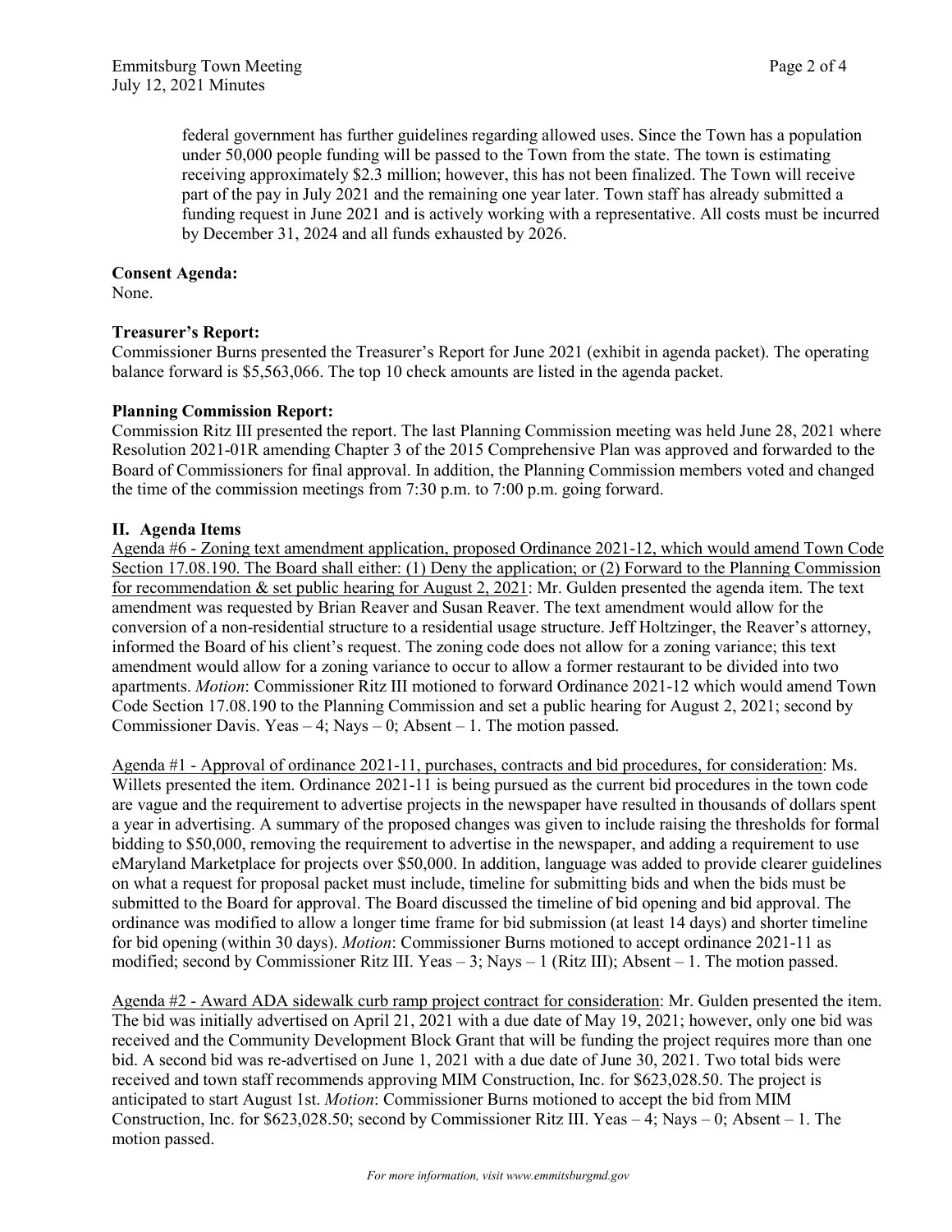federal government has further guidelines regarding allowed uses. Since the Town has a population under 50,000 people funding will be passed to the Town from the state. The town is estimating receiving approximately $2.3 million; however, this has not been finalized. The Town will receive part of the pay in July 2021 and the remaining one year later. Town staff has already submitted a funding request in June 2021 and is actively working with a representative. All costs must be incurred by December 31, 2024 and all funds exhausted by 2026.

**Consent Agenda:**
None.

**Treasurer's Report:**
Commissioner Burns presented the Treasurer's Report for June 2021 (exhibit in agenda packet). The operating balance forward is $5,563,066. The top 10 check amounts are listed in the agenda packet.

**Planning Commission Report:**
Commission Ritz III presented the report. The last Planning Commission meeting was held June 28, 2021 where Resolution 2021-01R amending Chapter 3 of the 2015 Comprehensive Plan was approved and forwarded to the Board of Commissioners for final approval. In addition, the Planning Commission members voted and changed the time of the commission meetings from 7:30 p.m. to 7:00 p.m. going forward.

**II. Agenda Items**

<u>Agenda #6 - Zoning text amendment application, proposed Ordinance 2021-12, which would amend Town Code Section 17.08.190. The Board shall either: (1) Deny the application; or (2) Forward to the Planning Commission for recommendation & set public hearing for August 2, 2021</u>: Mr. Gulden presented the agenda item. The text amendment was requested by Brian Reaver and Susan Reaver. The text amendment would allow for the conversion of a non-residential structure to a residential usage structure. Jeff Holtzinger, the Reaver's attorney, informed the Board of his client's request. The zoning code does not allow for a zoning variance; this text amendment would allow for a zoning variance to occur to allow a former restaurant to be divided into two apartments. *Motion*: Commissioner Ritz III motioned to forward Ordinance 2021-12 which would amend Town Code Section 17.08.190 to the Planning Commission and set a public hearing for August 2, 2021; second by Commissioner Davis. Yeas – 4; Nays – 0; Absent – 1. The motion passed.

<u>Agenda #1 - Approval of ordinance 2021-11, purchases, contracts and bid procedures, for consideration</u>: Ms. Willets presented the item. Ordinance 2021-11 is being pursued as the current bid procedures in the town code are vague and the requirement to advertise projects in the newspaper have resulted in thousands of dollars spent a year in advertising. A summary of the proposed changes was given to include raising the thresholds for formal bidding to $50,000, removing the requirement to advertise in the newspaper, and adding a requirement to use eMaryland Marketplace for projects over $50,000. In addition, language was added to provide clearer guidelines on what a request for proposal packet must include, timeline for submitting bids and when the bids must be submitted to the Board for approval. The Board discussed the timeline of bid opening and bid approval. The ordinance was modified to allow a longer time frame for bid submission (at least 14 days) and shorter timeline for bid opening (within 30 days). *Motion*: Commissioner Burns motioned to accept ordinance 2021-11 as modified; second by Commissioner Ritz III. Yeas – 3; Nays – 1 (Ritz III); Absent – 1. The motion passed.

<u>Agenda #2 - Award ADA sidewalk curb ramp project contract for consideration</u>: Mr. Gulden presented the item. The bid was initially advertised on April 21, 2021 with a due date of May 19, 2021; however, only one bid was received and the Community Development Block Grant that will be funding the project requires more than one bid. A second bid was re-advertised on June 1, 2021 with a due date of June 30, 2021. Two total bids were received and town staff recommends approving MIM Construction, Inc. for $623,028.50. The project is anticipated to start August 1st. *Motion*: Commissioner Burns motioned to accept the bid from MIM Construction, Inc. for $623,028.50; second by Commissioner Ritz III. Yeas – 4; Nays – 0; Absent – 1. The motion passed.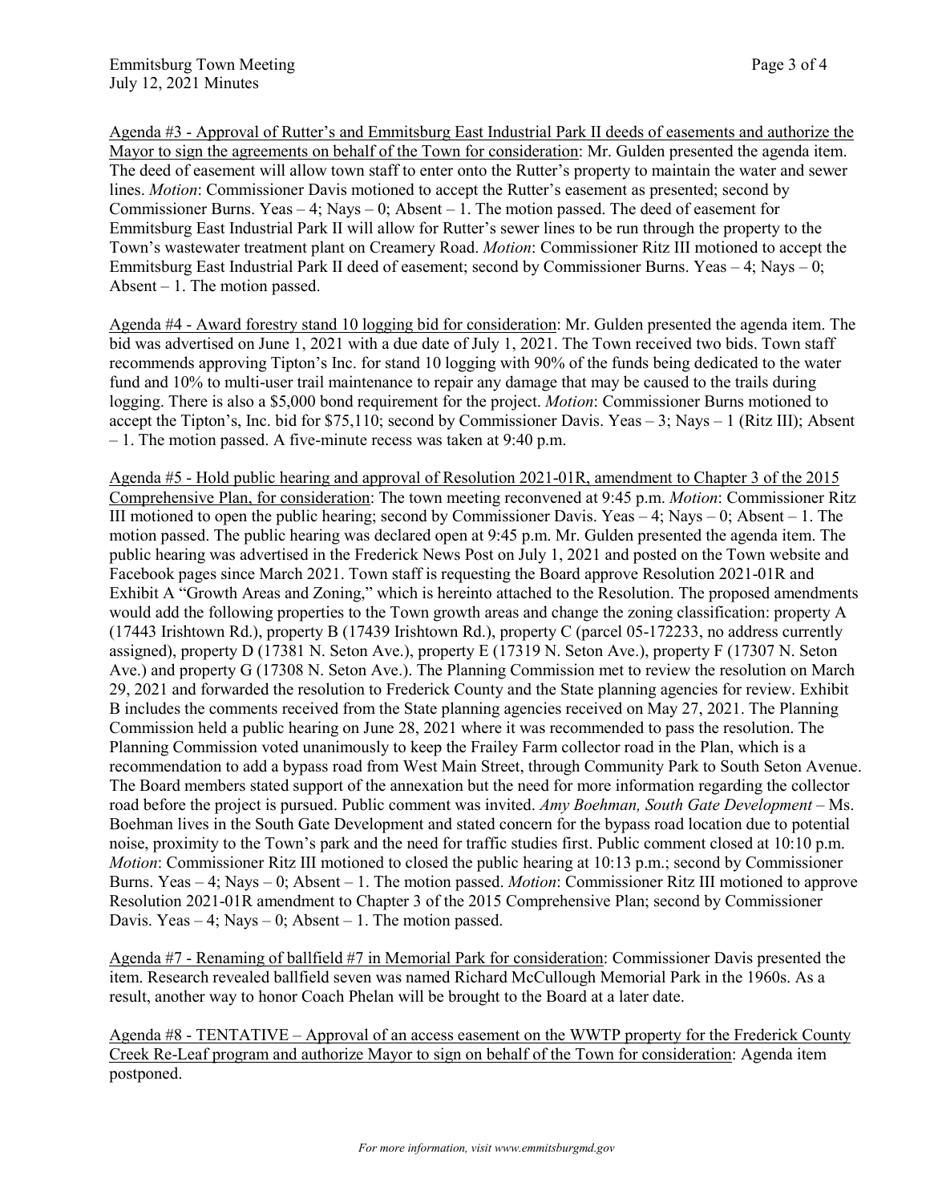Agenda #3 - Approval of Rutter's and Emmitsburg East Industrial Park II deeds of easements and authorize the Mayor to sign the agreements on behalf of the Town for consideration: Mr. Gulden presented the agenda item. The deed of easement will allow town staff to enter onto the Rutter's property to maintain the water and sewer lines. *Motion*: Commissioner Davis motioned to accept the Rutter's easement as presented; second by Commissioner Burns. Yeas – 4; Nays – 0; Absent – 1. The motion passed. The deed of easement for Emmitsburg East Industrial Park II will allow for Rutter's sewer lines to be run through the property to the Town's wastewater treatment plant on Creamery Road. *Motion*: Commissioner Ritz III motioned to accept the Emmitsburg East Industrial Park II deed of easement; second by Commissioner Burns. Yeas – 4; Nays – 0; Absent – 1. The motion passed.

Agenda #4 - Award forestry stand 10 logging bid for consideration: Mr. Gulden presented the agenda item. The bid was advertised on June 1, 2021 with a due date of July 1, 2021. The Town received two bids. Town staff recommends approving Tipton's Inc. for stand 10 logging with 90% of the funds being dedicated to the water fund and 10% to multi-user trail maintenance to repair any damage that may be caused to the trails during logging. There is also a $5,000 bond requirement for the project. *Motion*: Commissioner Burns motioned to accept the Tipton's, Inc. bid for $75,110; second by Commissioner Davis. Yeas – 3; Nays – 1 (Ritz III); Absent – 1. The motion passed. A five-minute recess was taken at 9:40 p.m.

Agenda #5 - Hold public hearing and approval of Resolution 2021-01R, amendment to Chapter 3 of the 2015 Comprehensive Plan, for consideration: The town meeting reconvened at 9:45 p.m. *Motion*: Commissioner Ritz III motioned to open the public hearing; second by Commissioner Davis. Yeas – 4; Nays – 0; Absent – 1. The motion passed. The public hearing was declared open at 9:45 p.m. Mr. Gulden presented the agenda item. The public hearing was advertised in the Frederick News Post on July 1, 2021 and posted on the Town website and Facebook pages since March 2021. Town staff is requesting the Board approve Resolution 2021-01R and Exhibit A "Growth Areas and Zoning," which is hereinto attached to the Resolution. The proposed amendments would add the following properties to the Town growth areas and change the zoning classification: property A (17443 Irishtown Rd.), property B (17439 Irishtown Rd.), property C (parcel 05-172233, no address currently assigned), property D (17381 N. Seton Ave.), property E (17319 N. Seton Ave.), property F (17307 N. Seton Ave.) and property G (17308 N. Seton Ave.). The Planning Commission met to review the resolution on March 29, 2021 and forwarded the resolution to Frederick County and the State planning agencies for review. Exhibit B includes the comments received from the State planning agencies received on May 27, 2021. The Planning Commission held a public hearing on June 28, 2021 where it was recommended to pass the resolution. The Planning Commission voted unanimously to keep the Frailey Farm collector road in the Plan, which is a recommendation to add a bypass road from West Main Street, through Community Park to South Seton Avenue. The Board members stated support of the annexation but the need for more information regarding the collector road before the project is pursued. Public comment was invited. *Amy Boehman, South Gate Development* – Ms. Boehman lives in the South Gate Development and stated concern for the bypass road location due to potential noise, proximity to the Town's park and the need for traffic studies first. Public comment closed at 10:10 p.m. *Motion*: Commissioner Ritz III motioned to closed the public hearing at 10:13 p.m.; second by Commissioner Burns. Yeas – 4; Nays – 0; Absent – 1. The motion passed. *Motion*: Commissioner Ritz III motioned to approve Resolution 2021-01R amendment to Chapter 3 of the 2015 Comprehensive Plan; second by Commissioner Davis. Yeas – 4; Nays – 0; Absent – 1. The motion passed.

Agenda #7 - Renaming of ballfield #7 in Memorial Park for consideration: Commissioner Davis presented the item. Research revealed ballfield seven was named Richard McCullough Memorial Park in the 1960s. As a result, another way to honor Coach Phelan will be brought to the Board at a later date.

Agenda #8 - TENTATIVE – Approval of an access easement on the WWTP property for the Frederick County Creek Re-Leaf program and authorize Mayor to sign on behalf of the Town for consideration: Agenda item postponed.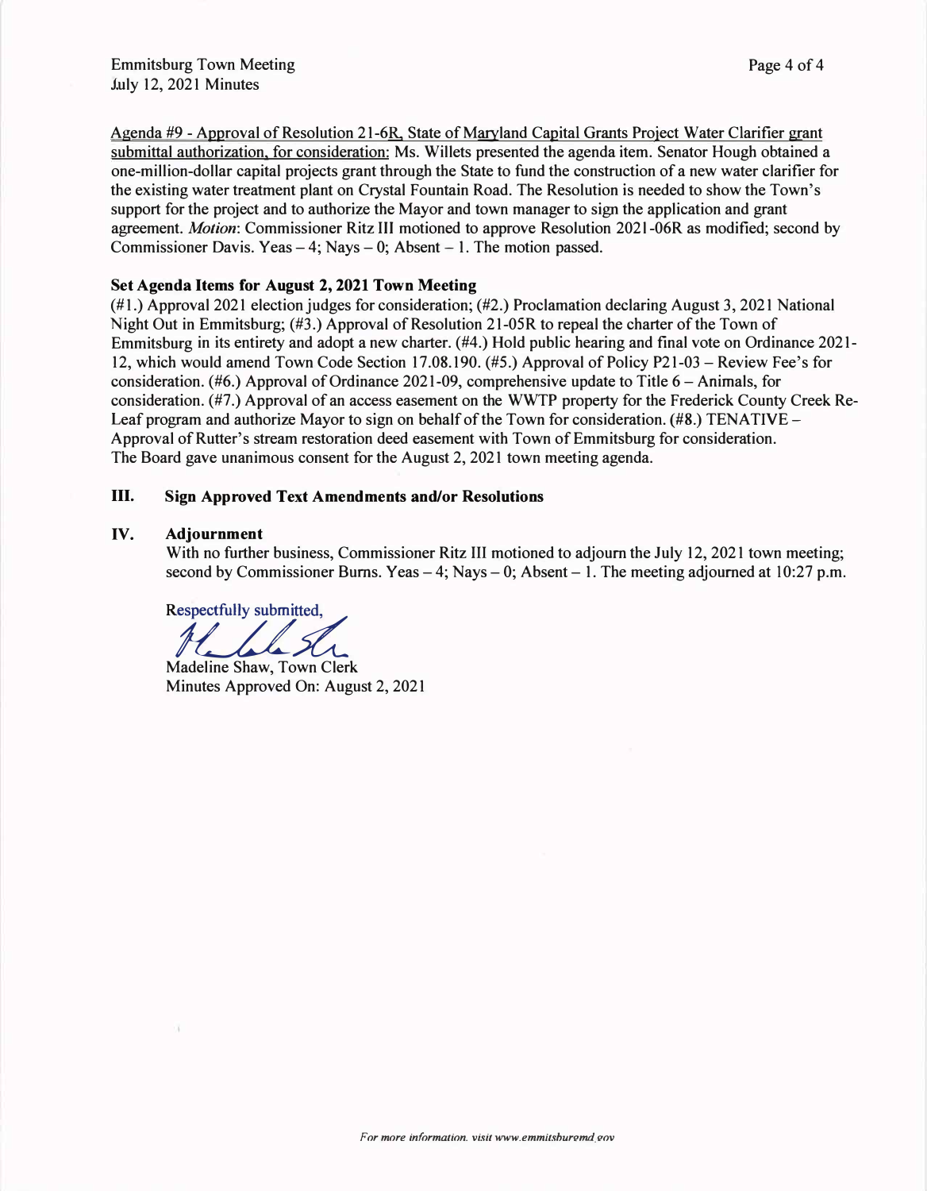Agenda #9 - Approval of Resolution 21-6R, State of Maryland Capital Grants Project Water Clarifier grant submittal authorization, for consideration: Ms. Willets presented the agenda item. Senator Hough obtained a one-million-dollar capital projects grant through the State to fund the construction of a new water clarifier for the existing water treatment plant on Crystal Fountain Road. The Resolution is needed to show the Town's support for the project and to authorize the Mayor and town manager to sign the application and grant agreement. *Motion*: Commissioner Ritz III motioned to approve Resolution 2021-06R as modified; second by Commissioner Davis. Yeas – 4; Nays – 0; Absent – 1. The motion passed.

**Set Agenda Items for August 2, 2021 Town Meeting**

(#1.) Approval 2021 election judges for consideration; (#2.) Proclamation declaring August 3, 2021 National Night Out in Emmitsburg; (#3.) Approval of Resolution 21-05R to repeal the charter of the Town of Emmitsburg in its entirety and adopt a new charter. (#4.) Hold public hearing and final vote on Ordinance 2021-12, which would amend Town Code Section 17.08.190. (#5.) Approval of Policy P21-03 – Review Fee's for consideration. (#6.) Approval of Ordinance 2021-09, comprehensive update to Title 6 – Animals, for consideration. (#7.) Approval of an access easement on the WWTP property for the Frederick County Creek Re-Leaf program and authorize Mayor to sign on behalf of the Town for consideration. (#8.) TENATIVE – Approval of Rutter's stream restoration deed easement with Town of Emmitsburg for consideration. The Board gave unanimous consent for the August 2, 2021 town meeting agenda.

## III. Sign Approved Text Amendments and/or Resolutions

## IV. Adjournment

With no further business, Commissioner Ritz III motioned to adjourn the July 12, 2021 town meeting; second by Commissioner Burns. Yeas – 4; Nays – 0; Absent – 1. The meeting adjourned at 10:27 p.m.

Respectfully submitted,

Madeline Shaw, Town Clerk
Minutes Approved On: August 2, 2021